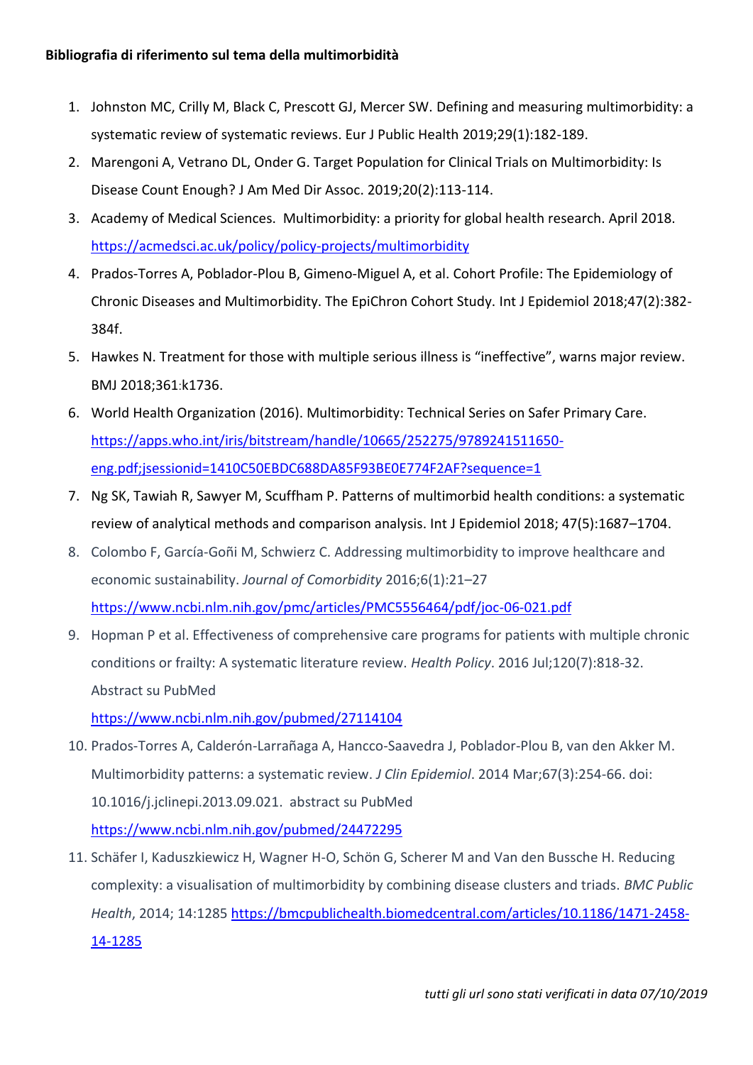**Bibliografia di riferimento sul tema della multimorbidità**

1. Johnston MC, Crilly M, Black C, Prescott GJ, Mercer SW. Defining and measuring multimorbidity: a systematic review of systematic reviews. Eur J Public Health 2019;29(1):182-189.
2. Marengoni A, Vetrano DL, Onder G. Target Population for Clinical Trials on Multimorbidity: Is Disease Count Enough? J Am Med Dir Assoc. 2019;20(2):113-114.
3. Academy of Medical Sciences. Multimorbidity: a priority for global health research. April 2018. https://acmedsci.ac.uk/policy/policy-projects/multimorbidity
4. Prados-Torres A, Poblador-Plou B, Gimeno-Miguel A, et al. Cohort Profile: The Epidemiology of Chronic Diseases and Multimorbidity. The EpiChron Cohort Study. Int J Epidemiol 2018;47(2):382-384f.
5. Hawkes N. Treatment for those with multiple serious illness is “ineffective”, warns major review. BMJ 2018;361:k1736.
6. World Health Organization (2016). Multimorbidity: Technical Series on Safer Primary Care. https://apps.who.int/iris/bitstream/handle/10665/252275/9789241511650-eng.pdf;jsessionid=1410C50EBDC688DA85F93BE0E774F2AF?sequence=1
7. Ng SK, Tawiah R, Sawyer M, Scuffham P. Patterns of multimorbid health conditions: a systematic review of analytical methods and comparison analysis. Int J Epidemiol 2018; 47(5):1687–1704.
8. Colombo F, García-Goñi M, Schwierz C. Addressing multimorbidity to improve healthcare and economic sustainability. *Journal of Comorbidity* 2016;6(1):21–27 https://www.ncbi.nlm.nih.gov/pmc/articles/PMC5556464/pdf/joc-06-021.pdf
9. Hopman P et al. Effectiveness of comprehensive care programs for patients with multiple chronic conditions or frailty: A systematic literature review. *Health Policy*. 2016 Jul;120(7):818-32. Abstract su PubMed https://www.ncbi.nlm.nih.gov/pubmed/27114104
10. Prados-Torres A, Calderón-Larrañaga A, Hancco-Saavedra J, Poblador-Plou B, van den Akker M. Multimorbidity patterns: a systematic review. *J Clin Epidemiol*. 2014 Mar;67(3):254-66. doi: 10.1016/j.jclinepi.2013.09.021. abstract su PubMed https://www.ncbi.nlm.nih.gov/pubmed/24472295
11. Schäfer I, Kaduszkiewicz H, Wagner H-O, Schön G, Scherer M and Van den Bussche H. Reducing complexity: a visualisation of multimorbidity by combining disease clusters and triads. *BMC Public Health*, 2014; 14:1285 https://bmcpublichealth.biomedcentral.com/articles/10.1186/1471-2458-14-1285

*tutti gli url sono stati verificati in data 07/10/2019*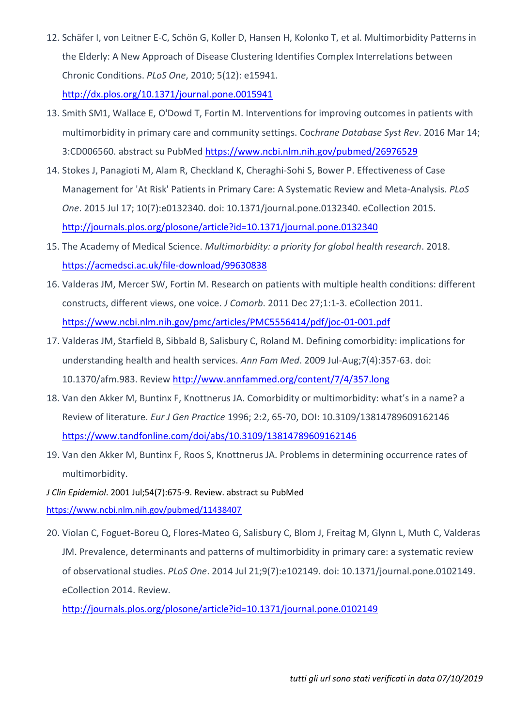12. Schäfer I, von Leitner E-C, Schön G, Koller D, Hansen H, Kolonko T, et al. Multimorbidity Patterns in the Elderly: A New Approach of Disease Clustering Identifies Complex Interrelations between Chronic Conditions. *PLoS One*, 2010; 5(12): e15941. http://dx.plos.org/10.1371/journal.pone.0015941
13. Smith SM1, Wallace E, O'Dowd T, Fortin M. Interventions for improving outcomes in patients with multimorbidity in primary care and community settings. Co*chrane Database Syst Rev*. 2016 Mar 14; 3:CD006560. abstract su PubMed https://www.ncbi.nlm.nih.gov/pubmed/26976529
14. Stokes J, Panagioti M, Alam R, Checkland K, Cheraghi-Sohi S, Bower P. Effectiveness of Case Management for 'At Risk' Patients in Primary Care: A Systematic Review and Meta-Analysis. *PLoS One*. 2015 Jul 17; 10(7):e0132340. doi: 10.1371/journal.pone.0132340. eCollection 2015. http://journals.plos.org/plosone/article?id=10.1371/journal.pone.0132340
15. The Academy of Medical Science. *Multimorbidity: a priority for global health research*. 2018. https://acmedsci.ac.uk/file-download/99630838
16. Valderas JM, Mercer SW, Fortin M. Research on patients with multiple health conditions: different constructs, different views, one voice. *J Comorb*. 2011 Dec 27;1:1-3. eCollection 2011. https://www.ncbi.nlm.nih.gov/pmc/articles/PMC5556414/pdf/joc-01-001.pdf
17. Valderas JM, Starfield B, Sibbald B, Salisbury C, Roland M. Defining comorbidity: implications for understanding health and health services. *Ann Fam Med*. 2009 Jul-Aug;7(4):357-63. doi: 10.1370/afm.983. Review http://www.annfammed.org/content/7/4/357.long
18. Van den Akker M, Buntinx F, Knottnerus JA. Comorbidity or multimorbidity: what's in a name? a Review of literature. *Eur J Gen Practice* 1996; 2:2, 65-70, DOI: 10.3109/13814789609162146 https://www.tandfonline.com/doi/abs/10.3109/13814789609162146
19. Van den Akker M, Buntinx F, Roos S, Knottnerus JA. Problems in determining occurrence rates of multimorbidity.

*J Clin Epidemiol*. 2001 Jul;54(7):675-9. Review. abstract su PubMed https://www.ncbi.nlm.nih.gov/pubmed/11438407

20. Violan C, Foguet-Boreu Q, Flores-Mateo G, Salisbury C, Blom J, Freitag M, Glynn L, Muth C, Valderas JM. Prevalence, determinants and patterns of multimorbidity in primary care: a systematic review of observational studies. *PLoS One*. 2014 Jul 21;9(7):e102149. doi: 10.1371/journal.pone.0102149. eCollection 2014. Review. http://journals.plos.org/plosone/article?id=10.1371/journal.pone.0102149

*tutti gli url sono stati verificati in data 07/10/2019*